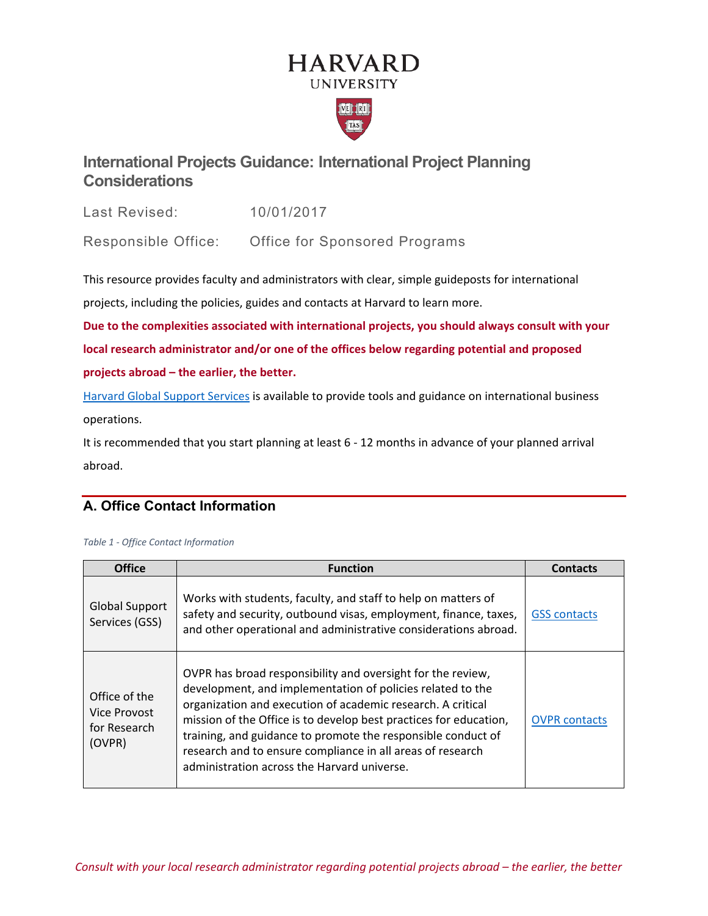HARVARD
UNIVERSITY

# International Projects Guidance: International Project Planning Considerations

Last Revised: 10/01/2017

Responsible Office: Office for Sponsored Programs

This resource provides faculty and administrators with clear, simple guideposts for international projects, including the policies, guides and contacts at Harvard to learn more.

**Due to the complexities associated with international projects, you should always consult with your local research administrator and/or one of the offices below regarding potential and proposed projects abroad – the earlier, the better.**

Harvard Global Support Services is available to provide tools and guidance on international business operations.

It is recommended that you start planning at least 6 - 12 months in advance of your planned arrival abroad.

## A. Office Contact Information

*Table 1 - Office Contact Information*

| Office | Function | Contacts |
|---|---|---|
| Global Support Services (GSS) | Works with students, faculty, and staff to help on matters of safety and security, outbound visas, employment, finance, taxes, and other operational and administrative considerations abroad. | GSS contacts |
| Office of the Vice Provost for Research (OVPR) | OVPR has broad responsibility and oversight for the review, development, and implementation of policies related to the organization and execution of academic research. A critical mission of the Office is to develop best practices for education, training, and guidance to promote the responsible conduct of research and to ensure compliance in all areas of research administration across the Harvard universe. | OVPR contacts |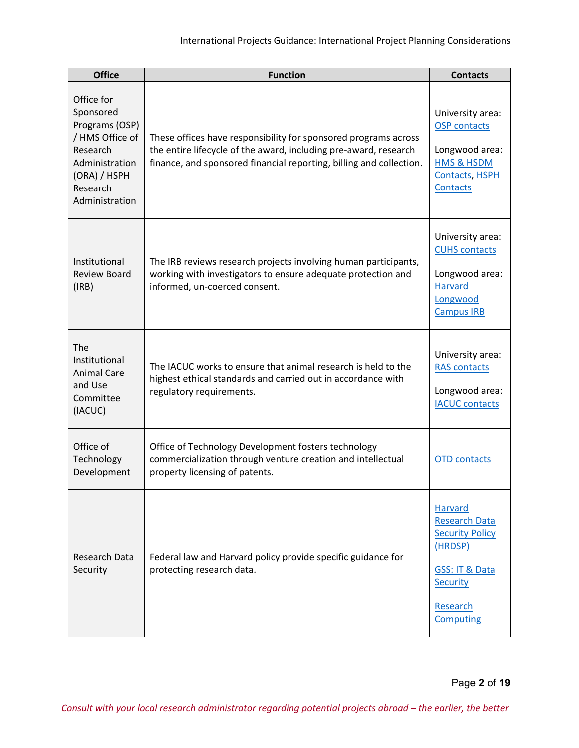| Office | Function | Contacts |
|---|---|---|
| Office for Sponsored Programs (OSP) / HMS Office of Research Administration (ORA) / HSPH Research Administration | These offices have responsibility for sponsored programs across the entire lifecycle of the award, including pre-award, research finance, and sponsored financial reporting, billing and collection. | University area: OSP contacts<br><br>Longwood area: HMS & HSDM Contacts, HSPH Contacts |
| Institutional Review Board (IRB) | The IRB reviews research projects involving human participants, working with investigators to ensure adequate protection and informed, un-coerced consent. | University area: CUHS contacts<br><br>Longwood area: Harvard Longwood Campus IRB |
| The Institutional Animal Care and Use Committee (IACUC) | The IACUC works to ensure that animal research is held to the highest ethical standards and carried out in accordance with regulatory requirements. | University area: RAS contacts<br><br>Longwood area: IACUC contacts |
| Office of Technology Development | Office of Technology Development fosters technology commercialization through venture creation and intellectual property licensing of patents. | OTD contacts |
| Research Data Security | Federal law and Harvard policy provide specific guidance for protecting research data. | Harvard Research Data Security Policy (HRDSP)<br><br>GSS: IT & Data Security<br><br>Research Computing |

*Consult with your local research administrator regarding potential projects abroad – the earlier, the better*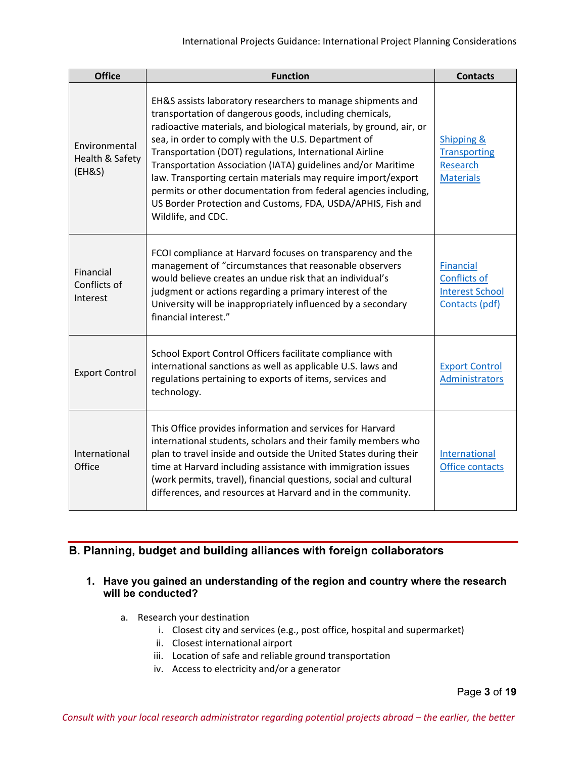| Office | Function | Contacts |
| --- | --- | --- |
| Environmental Health & Safety (EH&S) | EH&S assists laboratory researchers to manage shipments and transportation of dangerous goods, including chemicals, radioactive materials, and biological materials, by ground, air, or sea, in order to comply with the U.S. Department of Transportation (DOT) regulations, International Airline Transportation Association (IATA) guidelines and/or Maritime law. Transporting certain materials may require import/export permits or other documentation from federal agencies including, US Border Protection and Customs, FDA, USDA/APHIS, Fish and Wildlife, and CDC. | Shipping & Transporting Research Materials |
| Financial Conflicts of Interest | FCOI compliance at Harvard focuses on transparency and the management of "circumstances that reasonable observers would believe creates an undue risk that an individual's judgment or actions regarding a primary interest of the University will be inappropriately influenced by a secondary financial interest." | Financial Conflicts of Interest School Contacts (pdf) |
| Export Control | School Export Control Officers facilitate compliance with international sanctions as well as applicable U.S. laws and regulations pertaining to exports of items, services and technology. | Export Control Administrators |
| International Office | This Office provides information and services for Harvard international students, scholars and their family members who plan to travel inside and outside the United States during their time at Harvard including assistance with immigration issues (work permits, travel), financial questions, social and cultural differences, and resources at Harvard and in the community. | International Office contacts |

## B. Planning, budget and building alliances with foreign collaborators

### 1. Have you gained an understanding of the region and country where the research will be conducted?

a. Research your destination
   i. Closest city and services (e.g., post office, hospital and supermarket)
   ii. Closest international airport
   iii. Location of safe and reliable ground transportation
   iv. Access to electricity and/or a generator

*Consult with your local research administrator regarding potential projects abroad – the earlier, the better*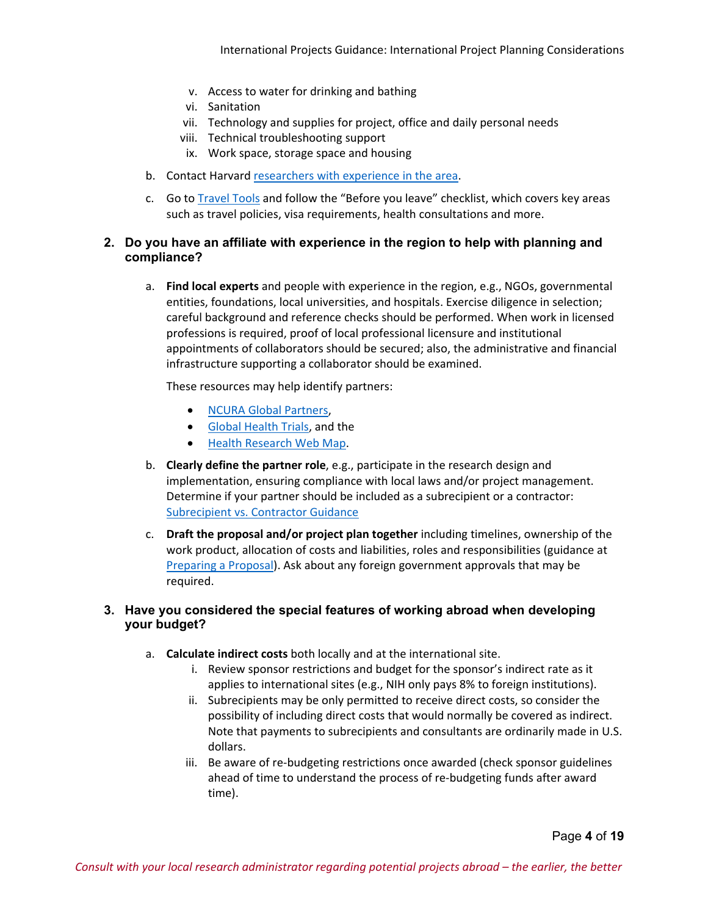v. Access to water for drinking and bathing
   vi. Sanitation
   vii. Technology and supplies for project, office and daily personal needs
   viii. Technical troubleshooting support
   ix. Work space, storage space and housing

b. Contact Harvard researchers with experience in the area.

c. Go to Travel Tools and follow the "Before you leave" checklist, which covers key areas such as travel policies, visa requirements, health consultations and more.

### 2. Do you have an affiliate with experience in the region to help with planning and compliance?

a. **Find local experts** and people with experience in the region, e.g., NGOs, governmental entities, foundations, local universities, and hospitals. Exercise diligence in selection; careful background and reference checks should be performed. When work in licensed professions is required, proof of local professional licensure and institutional appointments of collaborators should be secured; also, the administrative and financial infrastructure supporting a collaborator should be examined.

   These resources may help identify partners:

   - NCURA Global Partners,
   - Global Health Trials, and the
   - Health Research Web Map.

b. **Clearly define the partner role**, e.g., participate in the research design and implementation, ensuring compliance with local laws and/or project management. Determine if your partner should be included as a subrecipient or a contractor: Subrecipient vs. Contractor Guidance

c. **Draft the proposal and/or project plan together** including timelines, ownership of the work product, allocation of costs and liabilities, roles and responsibilities (guidance at Preparing a Proposal). Ask about any foreign government approvals that may be required.

### 3. Have you considered the special features of working abroad when developing your budget?

a. **Calculate indirect costs** both locally and at the international site.
   i. Review sponsor restrictions and budget for the sponsor's indirect rate as it applies to international sites (e.g., NIH only pays 8% to foreign institutions).
   ii. Subrecipients may be only permitted to receive direct costs, so consider the possibility of including direct costs that would normally be covered as indirect. Note that payments to subrecipients and consultants are ordinarily made in U.S. dollars.
   iii. Be aware of re-budgeting restrictions once awarded (check sponsor guidelines ahead of time to understand the process of re-budgeting funds after award time).

*Consult with your local research administrator regarding potential projects abroad – the earlier, the better*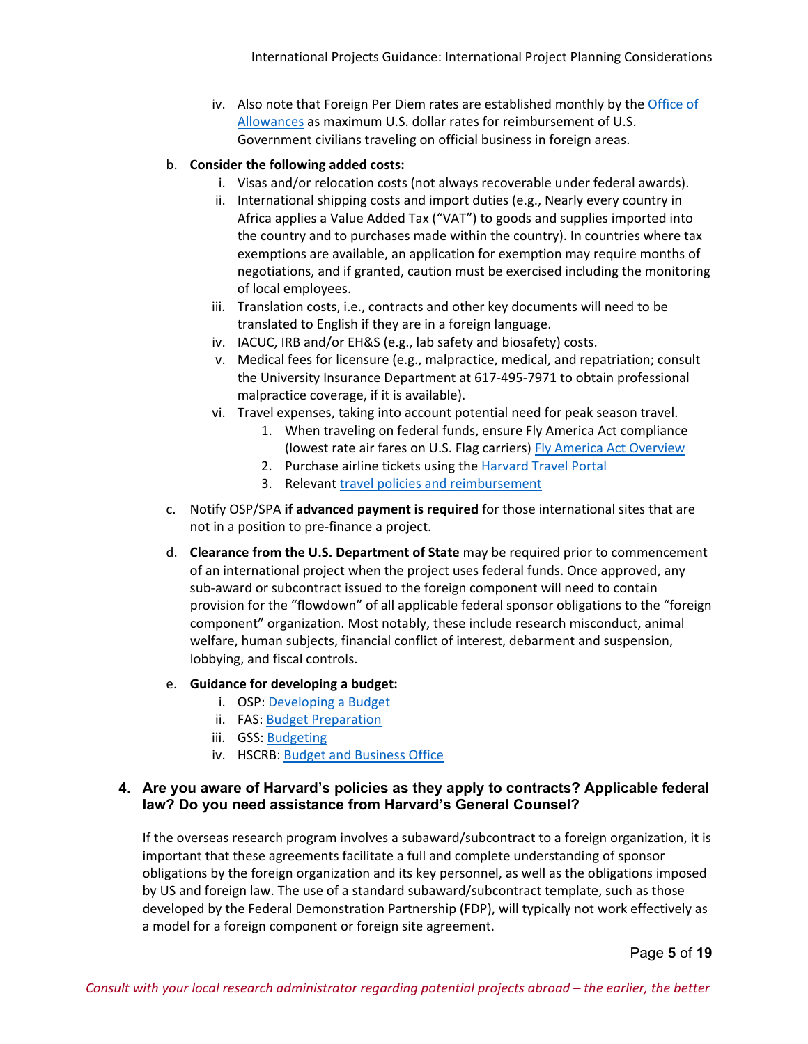iv. Also note that Foreign Per Diem rates are established monthly by the Office of Allowances as maximum U.S. dollar rates for reimbursement of U.S. Government civilians traveling on official business in foreign areas.

b. **Consider the following added costs:**
   i. Visas and/or relocation costs (not always recoverable under federal awards).
   ii. International shipping costs and import duties (e.g., Nearly every country in Africa applies a Value Added Tax ("VAT") to goods and supplies imported into the country and to purchases made within the country). In countries where tax exemptions are available, an application for exemption may require months of negotiations, and if granted, caution must be exercised including the monitoring of local employees.
   iii. Translation costs, i.e., contracts and other key documents will need to be translated to English if they are in a foreign language.
   iv. IACUC, IRB and/or EH&S (e.g., lab safety and biosafety) costs.
   v. Medical fees for licensure (e.g., malpractice, medical, and repatriation; consult the University Insurance Department at 617-495-7971 to obtain professional malpractice coverage, if it is available).
   vi. Travel expenses, taking into account potential need for peak season travel.
      1. When traveling on federal funds, ensure Fly America Act compliance (lowest rate air fares on U.S. Flag carriers) Fly America Act Overview
      2. Purchase airline tickets using the Harvard Travel Portal
      3. Relevant travel policies and reimbursement

c. Notify OSP/SPA **if advanced payment is required** for those international sites that are not in a position to pre-finance a project.

d. **Clearance from the U.S. Department of State** may be required prior to commencement of an international project when the project uses federal funds. Once approved, any sub-award or subcontract issued to the foreign component will need to contain provision for the "flowdown" of all applicable federal sponsor obligations to the "foreign component" organization. Most notably, these include research misconduct, animal welfare, human subjects, financial conflict of interest, debarment and suspension, lobbying, and fiscal controls.

e. **Guidance for developing a budget:**
   i. OSP: Developing a Budget
   ii. FAS: Budget Preparation
   iii. GSS: Budgeting
   iv. HSCRB: Budget and Business Office

### 4. Are you aware of Harvard's policies as they apply to contracts? Applicable federal law? Do you need assistance from Harvard's General Counsel?

If the overseas research program involves a subaward/subcontract to a foreign organization, it is important that these agreements facilitate a full and complete understanding of sponsor obligations by the foreign organization and its key personnel, as well as the obligations imposed by US and foreign law. The use of a standard subaward/subcontract template, such as those developed by the Federal Demonstration Partnership (FDP), will typically not work effectively as a model for a foreign component or foreign site agreement.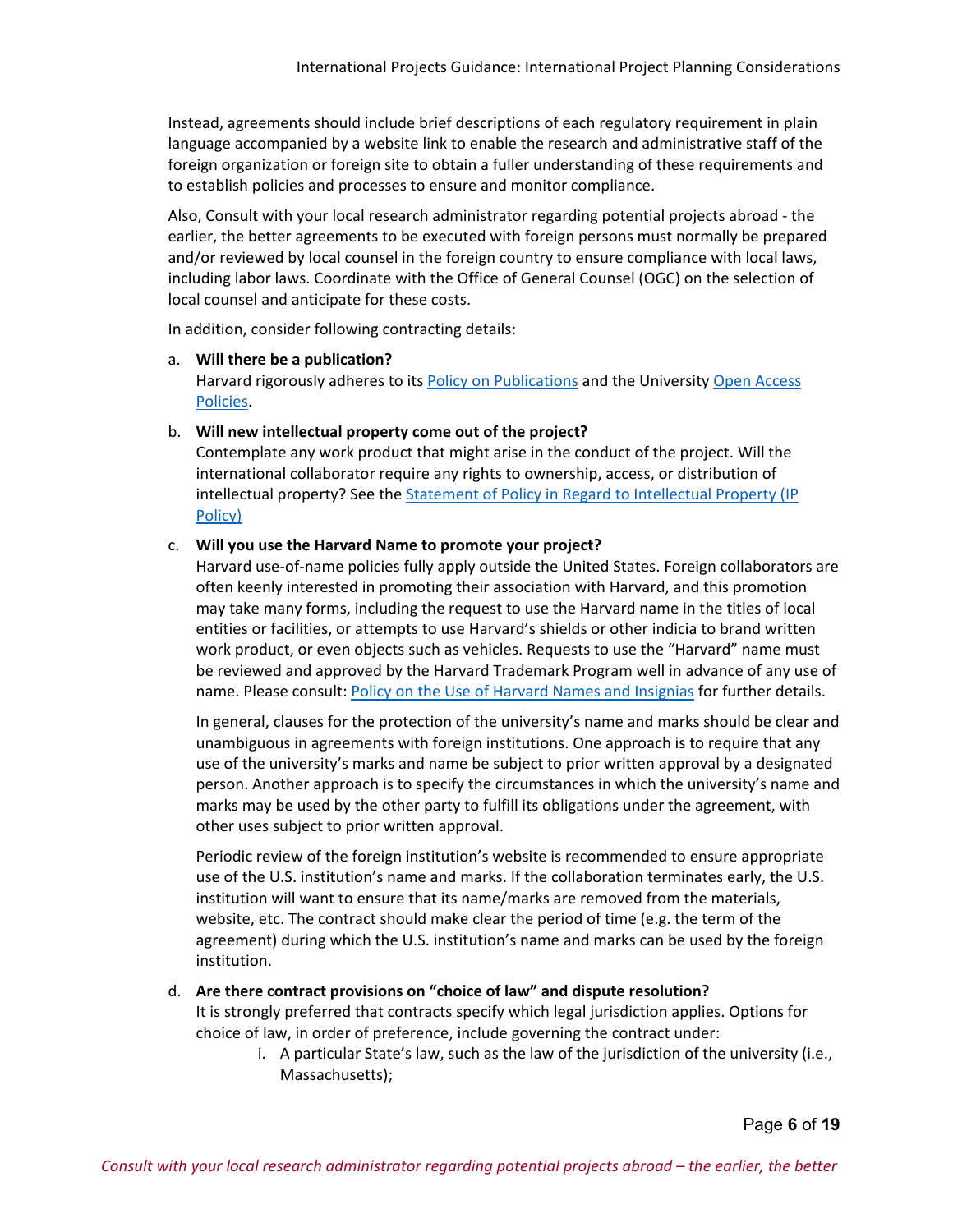Instead, agreements should include brief descriptions of each regulatory requirement in plain language accompanied by a website link to enable the research and administrative staff of the foreign organization or foreign site to obtain a fuller understanding of these requirements and to establish policies and processes to ensure and monitor compliance.

Also, Consult with your local research administrator regarding potential projects abroad - the earlier, the better agreements to be executed with foreign persons must normally be prepared and/or reviewed by local counsel in the foreign country to ensure compliance with local laws, including labor laws. Coordinate with the Office of General Counsel (OGC) on the selection of local counsel and anticipate for these costs.

In addition, consider following contracting details:

a. **Will there be a publication?**
   Harvard rigorously adheres to its Policy on Publications and the University Open Access Policies.

b. **Will new intellectual property come out of the project?**
   Contemplate any work product that might arise in the conduct of the project. Will the international collaborator require any rights to ownership, access, or distribution of intellectual property? See the Statement of Policy in Regard to Intellectual Property (IP Policy)

c. **Will you use the Harvard Name to promote your project?**
   Harvard use-of-name policies fully apply outside the United States. Foreign collaborators are often keenly interested in promoting their association with Harvard, and this promotion may take many forms, including the request to use the Harvard name in the titles of local entities or facilities, or attempts to use Harvard's shields or other indicia to brand written work product, or even objects such as vehicles. Requests to use the "Harvard" name must be reviewed and approved by the Harvard Trademark Program well in advance of any use of name. Please consult: Policy on the Use of Harvard Names and Insignias for further details.

   In general, clauses for the protection of the university's name and marks should be clear and unambiguous in agreements with foreign institutions. One approach is to require that any use of the university's marks and name be subject to prior written approval by a designated person. Another approach is to specify the circumstances in which the university's name and marks may be used by the other party to fulfill its obligations under the agreement, with other uses subject to prior written approval.

   Periodic review of the foreign institution's website is recommended to ensure appropriate use of the U.S. institution's name and marks. If the collaboration terminates early, the U.S. institution will want to ensure that its name/marks are removed from the materials, website, etc. The contract should make clear the period of time (e.g. the term of the agreement) during which the U.S. institution's name and marks can be used by the foreign institution.

d. **Are there contract provisions on "choice of law" and dispute resolution?**
   It is strongly preferred that contracts specify which legal jurisdiction applies. Options for choice of law, in order of preference, include governing the contract under:

   i. A particular State's law, such as the law of the jurisdiction of the university (i.e., Massachusetts);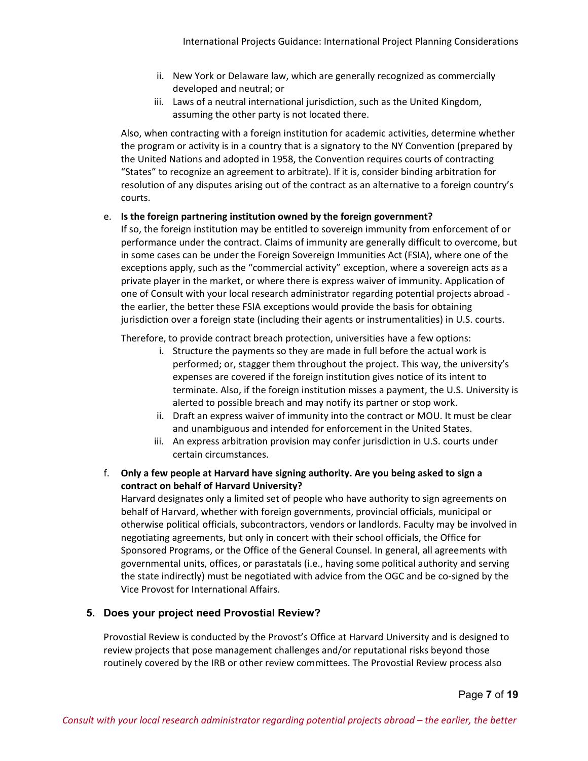ii. New York or Delaware law, which are generally recognized as commercially developed and neutral; or
iii. Laws of a neutral international jurisdiction, such as the United Kingdom, assuming the other party is not located there.

Also, when contracting with a foreign institution for academic activities, determine whether the program or activity is in a country that is a signatory to the NY Convention (prepared by the United Nations and adopted in 1958, the Convention requires courts of contracting "States" to recognize an agreement to arbitrate). If it is, consider binding arbitration for resolution of any disputes arising out of the contract as an alternative to a foreign country's courts.

e. **Is the foreign partnering institution owned by the foreign government?**
If so, the foreign institution may be entitled to sovereign immunity from enforcement of or performance under the contract. Claims of immunity are generally difficult to overcome, but in some cases can be under the Foreign Sovereign Immunities Act (FSIA), where one of the exceptions apply, such as the "commercial activity" exception, where a sovereign acts as a private player in the market, or where there is express waiver of immunity. Application of one of Consult with your local research administrator regarding potential projects abroad - the earlier, the better these FSIA exceptions would provide the basis for obtaining jurisdiction over a foreign state (including their agents or instrumentalities) in U.S. courts.

Therefore, to provide contract breach protection, universities have a few options:

i. Structure the payments so they are made in full before the actual work is performed; or, stagger them throughout the project. This way, the university's expenses are covered if the foreign institution gives notice of its intent to terminate. Also, if the foreign institution misses a payment, the U.S. University is alerted to possible breach and may notify its partner or stop work.
ii. Draft an express waiver of immunity into the contract or MOU. It must be clear and unambiguous and intended for enforcement in the United States.
iii. An express arbitration provision may confer jurisdiction in U.S. courts under certain circumstances.

f. **Only a few people at Harvard have signing authority. Are you being asked to sign a contract on behalf of Harvard University?**
Harvard designates only a limited set of people who have authority to sign agreements on behalf of Harvard, whether with foreign governments, provincial officials, municipal or otherwise political officials, subcontractors, vendors or landlords. Faculty may be involved in negotiating agreements, but only in concert with their school officials, the Office for Sponsored Programs, or the Office of the General Counsel. In general, all agreements with governmental units, offices, or parastatals (i.e., having some political authority and serving the state indirectly) must be negotiated with advice from the OGC and be co-signed by the Vice Provost for International Affairs.

## 5. Does your project need Provostial Review?

Provostial Review is conducted by the Provost's Office at Harvard University and is designed to review projects that pose management challenges and/or reputational risks beyond those routinely covered by the IRB or other review committees. The Provostial Review process also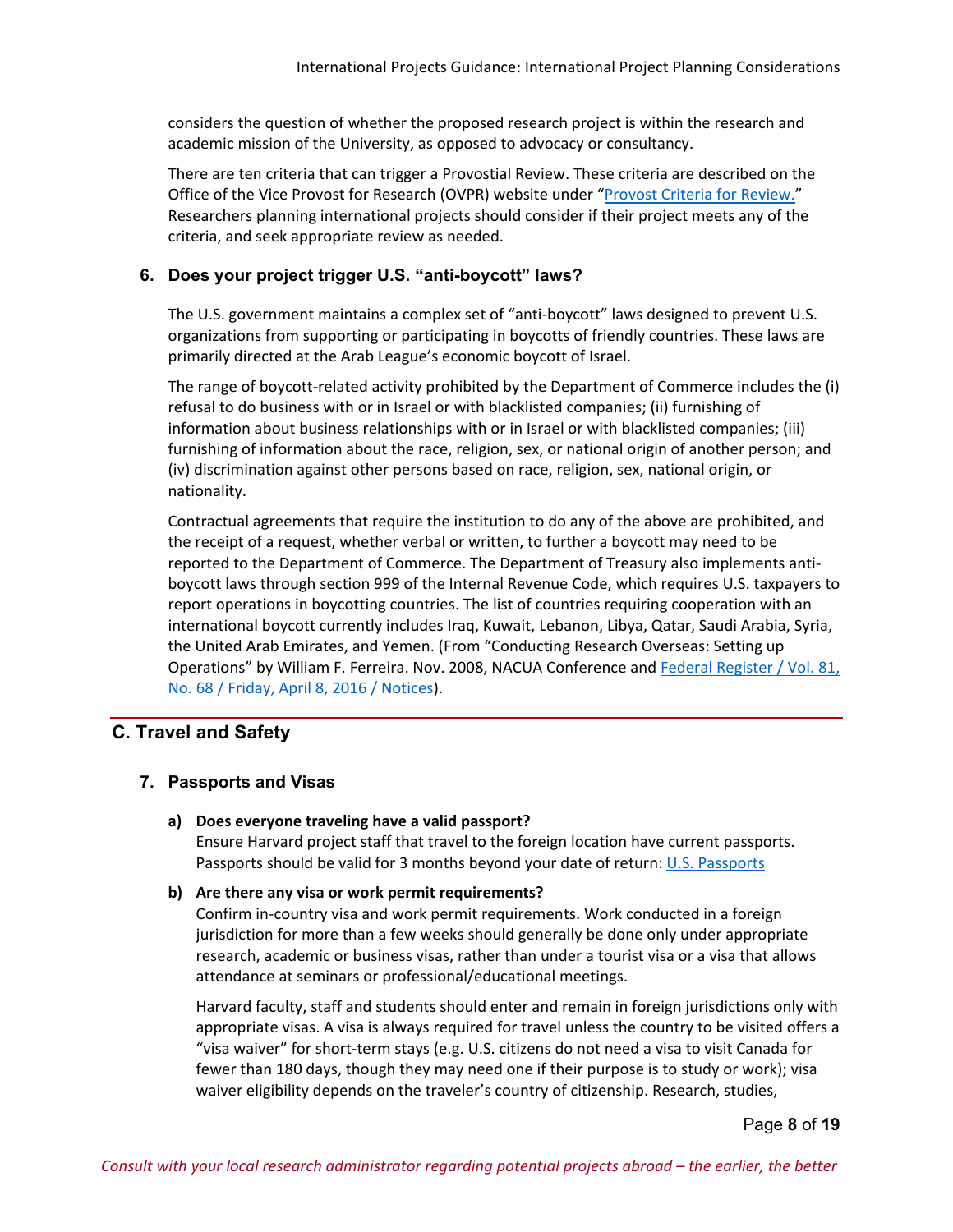considers the question of whether the proposed research project is within the research and academic mission of the University, as opposed to advocacy or consultancy.

There are ten criteria that can trigger a Provostial Review. These criteria are described on the Office of the Vice Provost for Research (OVPR) website under "[Provost Criteria for Review.](#)" Researchers planning international projects should consider if their project meets any of the criteria, and seek appropriate review as needed.

### 6. Does your project trigger U.S. "anti-boycott" laws?

The U.S. government maintains a complex set of "anti-boycott" laws designed to prevent U.S. organizations from supporting or participating in boycotts of friendly countries. These laws are primarily directed at the Arab League's economic boycott of Israel.

The range of boycott-related activity prohibited by the Department of Commerce includes the (i) refusal to do business with or in Israel or with blacklisted companies; (ii) furnishing of information about business relationships with or in Israel or with blacklisted companies; (iii) furnishing of information about the race, religion, sex, or national origin of another person; and (iv) discrimination against other persons based on race, religion, sex, national origin, or nationality.

Contractual agreements that require the institution to do any of the above are prohibited, and the receipt of a request, whether verbal or written, to further a boycott may need to be reported to the Department of Commerce. The Department of Treasury also implements anti-boycott laws through section 999 of the Internal Revenue Code, which requires U.S. taxpayers to report operations in boycotting countries. The list of countries requiring cooperation with an international boycott currently includes Iraq, Kuwait, Lebanon, Libya, Qatar, Saudi Arabia, Syria, the United Arab Emirates, and Yemen. (From "Conducting Research Overseas: Setting up Operations" by William F. Ferreira. Nov. 2008, NACUA Conference and [Federal Register / Vol. 81, No. 68 / Friday, April 8, 2016 / Notices](#)).

## C. Travel and Safety

### 7. Passports and Visas

**a) Does everyone traveling have a valid passport?**
Ensure Harvard project staff that travel to the foreign location have current passports. Passports should be valid for 3 months beyond your date of return: [U.S. Passports](#)

**b) Are there any visa or work permit requirements?**
Confirm in-country visa and work permit requirements. Work conducted in a foreign jurisdiction for more than a few weeks should generally be done only under appropriate research, academic or business visas, rather than under a tourist visa or a visa that allows attendance at seminars or professional/educational meetings.

Harvard faculty, staff and students should enter and remain in foreign jurisdictions only with appropriate visas. A visa is always required for travel unless the country to be visited offers a "visa waiver" for short-term stays (e.g. U.S. citizens do not need a visa to visit Canada for fewer than 180 days, though they may need one if their purpose is to study or work); visa waiver eligibility depends on the traveler's country of citizenship. Research, studies,

*Consult with your local research administrator regarding potential projects abroad – the earlier, the better*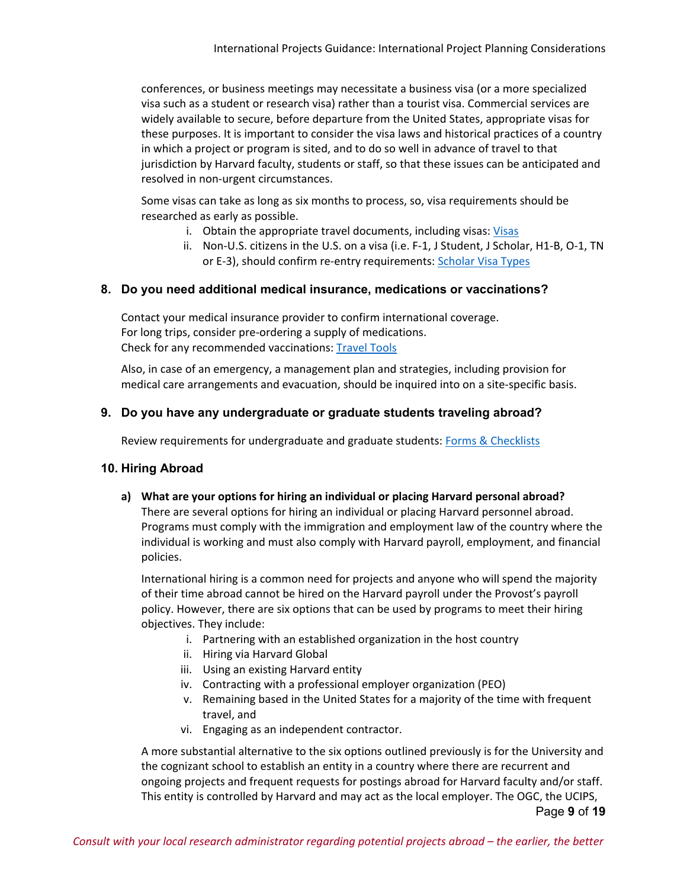conferences, or business meetings may necessitate a business visa (or a more specialized visa such as a student or research visa) rather than a tourist visa. Commercial services are widely available to secure, before departure from the United States, appropriate visas for these purposes. It is important to consider the visa laws and historical practices of a country in which a project or program is sited, and to do so well in advance of travel to that jurisdiction by Harvard faculty, students or staff, so that these issues can be anticipated and resolved in non-urgent circumstances.

Some visas can take as long as six months to process, so, visa requirements should be researched as early as possible.

i. Obtain the appropriate travel documents, including visas: Visas
ii. Non-U.S. citizens in the U.S. on a visa (i.e. F-1, J Student, J Scholar, H1-B, O-1, TN or E-3), should confirm re-entry requirements: Scholar Visa Types

### 8. Do you need additional medical insurance, medications or vaccinations?

Contact your medical insurance provider to confirm international coverage.
For long trips, consider pre-ordering a supply of medications.
Check for any recommended vaccinations: Travel Tools

Also, in case of an emergency, a management plan and strategies, including provision for medical care arrangements and evacuation, should be inquired into on a site-specific basis.

### 9. Do you have any undergraduate or graduate students traveling abroad?

Review requirements for undergraduate and graduate students: Forms & Checklists

### 10. Hiring Abroad

**a) What are your options for hiring an individual or placing Harvard personal abroad?**
There are several options for hiring an individual or placing Harvard personnel abroad. Programs must comply with the immigration and employment law of the country where the individual is working and must also comply with Harvard payroll, employment, and financial policies.

International hiring is a common need for projects and anyone who will spend the majority of their time abroad cannot be hired on the Harvard payroll under the Provost's payroll policy. However, there are six options that can be used by programs to meet their hiring objectives. They include:

i. Partnering with an established organization in the host country
ii. Hiring via Harvard Global
iii. Using an existing Harvard entity
iv. Contracting with a professional employer organization (PEO)
v. Remaining based in the United States for a majority of the time with frequent travel, and
vi. Engaging as an independent contractor.

A more substantial alternative to the six options outlined previously is for the University and the cognizant school to establish an entity in a country where there are recurrent and ongoing projects and frequent requests for postings abroad for Harvard faculty and/or staff. This entity is controlled by Harvard and may act as the local employer. The OGC, the UCIPS,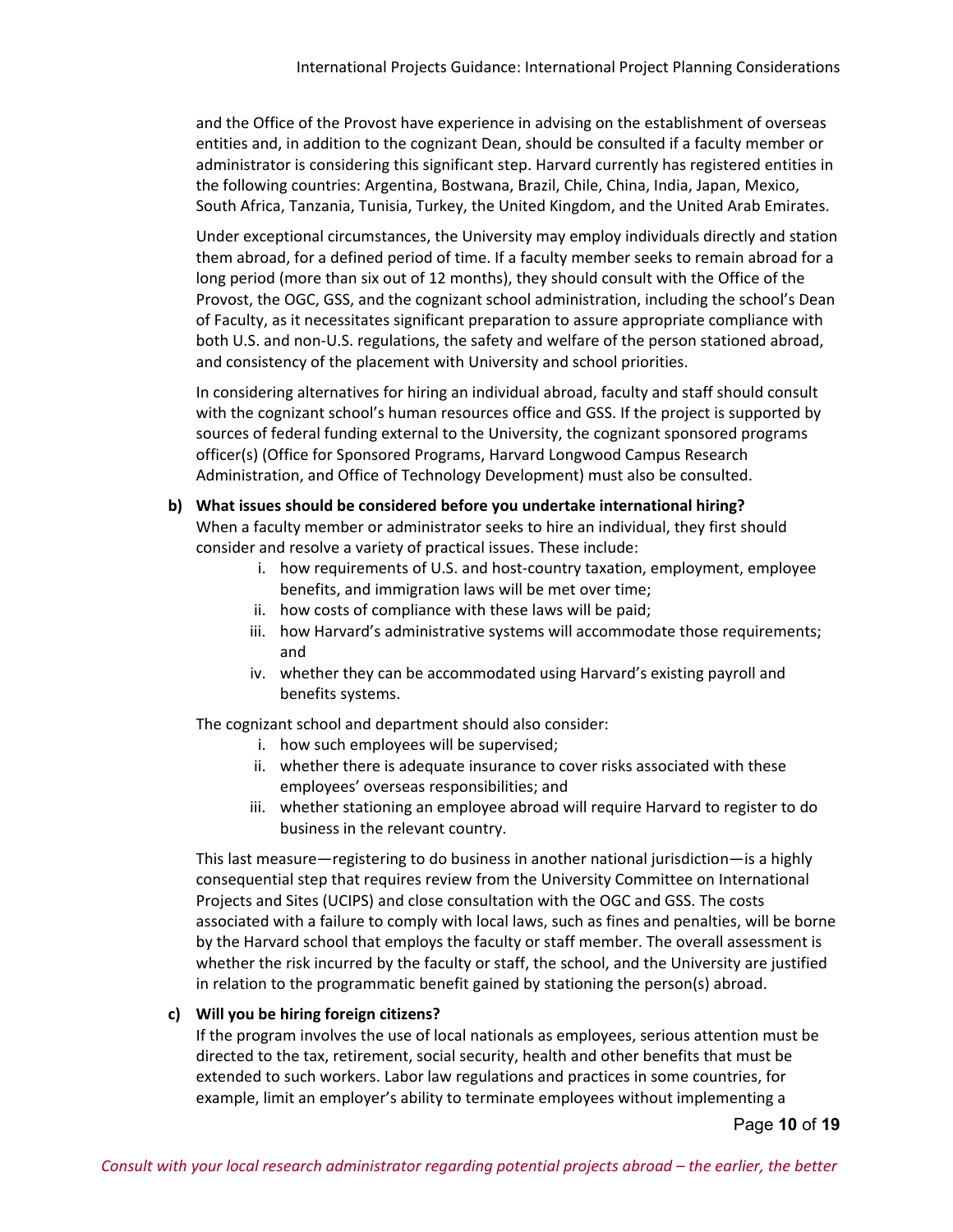and the Office of the Provost have experience in advising on the establishment of overseas entities and, in addition to the cognizant Dean, should be consulted if a faculty member or administrator is considering this significant step. Harvard currently has registered entities in the following countries: Argentina, Bostwana, Brazil, Chile, China, India, Japan, Mexico, South Africa, Tanzania, Tunisia, Turkey, the United Kingdom, and the United Arab Emirates.

Under exceptional circumstances, the University may employ individuals directly and station them abroad, for a defined period of time. If a faculty member seeks to remain abroad for a long period (more than six out of 12 months), they should consult with the Office of the Provost, the OGC, GSS, and the cognizant school administration, including the school's Dean of Faculty, as it necessitates significant preparation to assure appropriate compliance with both U.S. and non-U.S. regulations, the safety and welfare of the person stationed abroad, and consistency of the placement with University and school priorities.

In considering alternatives for hiring an individual abroad, faculty and staff should consult with the cognizant school's human resources office and GSS. If the project is supported by sources of federal funding external to the University, the cognizant sponsored programs officer(s) (Office for Sponsored Programs, Harvard Longwood Campus Research Administration, and Office of Technology Development) must also be consulted.

**b) What issues should be considered before you undertake international hiring?**

When a faculty member or administrator seeks to hire an individual, they first should consider and resolve a variety of practical issues. These include:

i. how requirements of U.S. and host-country taxation, employment, employee benefits, and immigration laws will be met over time;
ii. how costs of compliance with these laws will be paid;
iii. how Harvard's administrative systems will accommodate those requirements; and
iv. whether they can be accommodated using Harvard's existing payroll and benefits systems.

The cognizant school and department should also consider:

i. how such employees will be supervised;
ii. whether there is adequate insurance to cover risks associated with these employees' overseas responsibilities; and
iii. whether stationing an employee abroad will require Harvard to register to do business in the relevant country.

This last measure—registering to do business in another national jurisdiction—is a highly consequential step that requires review from the University Committee on International Projects and Sites (UCIPS) and close consultation with the OGC and GSS. The costs associated with a failure to comply with local laws, such as fines and penalties, will be borne by the Harvard school that employs the faculty or staff member. The overall assessment is whether the risk incurred by the faculty or staff, the school, and the University are justified in relation to the programmatic benefit gained by stationing the person(s) abroad.

**c) Will you be hiring foreign citizens?**

If the program involves the use of local nationals as employees, serious attention must be directed to the tax, retirement, social security, health and other benefits that must be extended to such workers. Labor law regulations and practices in some countries, for example, limit an employer's ability to terminate employees without implementing a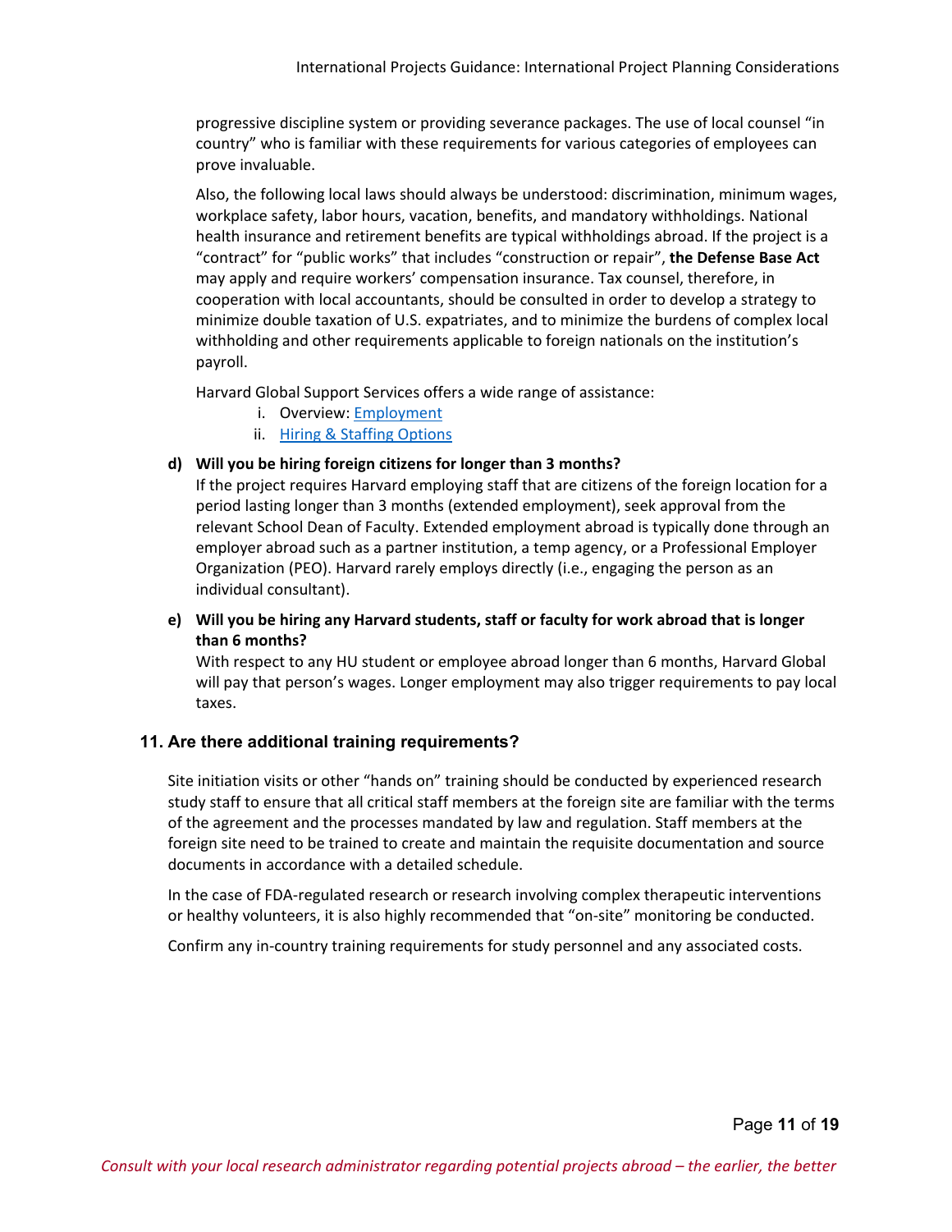progressive discipline system or providing severance packages. The use of local counsel "in country" who is familiar with these requirements for various categories of employees can prove invaluable.

Also, the following local laws should always be understood: discrimination, minimum wages, workplace safety, labor hours, vacation, benefits, and mandatory withholdings. National health insurance and retirement benefits are typical withholdings abroad. If the project is a "contract" for "public works" that includes "construction or repair", **the Defense Base Act** may apply and require workers' compensation insurance. Tax counsel, therefore, in cooperation with local accountants, should be consulted in order to develop a strategy to minimize double taxation of U.S. expatriates, and to minimize the burdens of complex local withholding and other requirements applicable to foreign nationals on the institution's payroll.

Harvard Global Support Services offers a wide range of assistance:

i. Overview: Employment
ii. Hiring & Staffing Options

**d) Will you be hiring foreign citizens for longer than 3 months?**

If the project requires Harvard employing staff that are citizens of the foreign location for a period lasting longer than 3 months (extended employment), seek approval from the relevant School Dean of Faculty. Extended employment abroad is typically done through an employer abroad such as a partner institution, a temp agency, or a Professional Employer Organization (PEO). Harvard rarely employs directly (i.e., engaging the person as an individual consultant).

**e) Will you be hiring any Harvard students, staff or faculty for work abroad that is longer than 6 months?**

With respect to any HU student or employee abroad longer than 6 months, Harvard Global will pay that person's wages. Longer employment may also trigger requirements to pay local taxes.

## 11. Are there additional training requirements?

Site initiation visits or other "hands on" training should be conducted by experienced research study staff to ensure that all critical staff members at the foreign site are familiar with the terms of the agreement and the processes mandated by law and regulation. Staff members at the foreign site need to be trained to create and maintain the requisite documentation and source documents in accordance with a detailed schedule.

In the case of FDA-regulated research or research involving complex therapeutic interventions or healthy volunteers, it is also highly recommended that "on-site" monitoring be conducted.

Confirm any in-country training requirements for study personnel and any associated costs.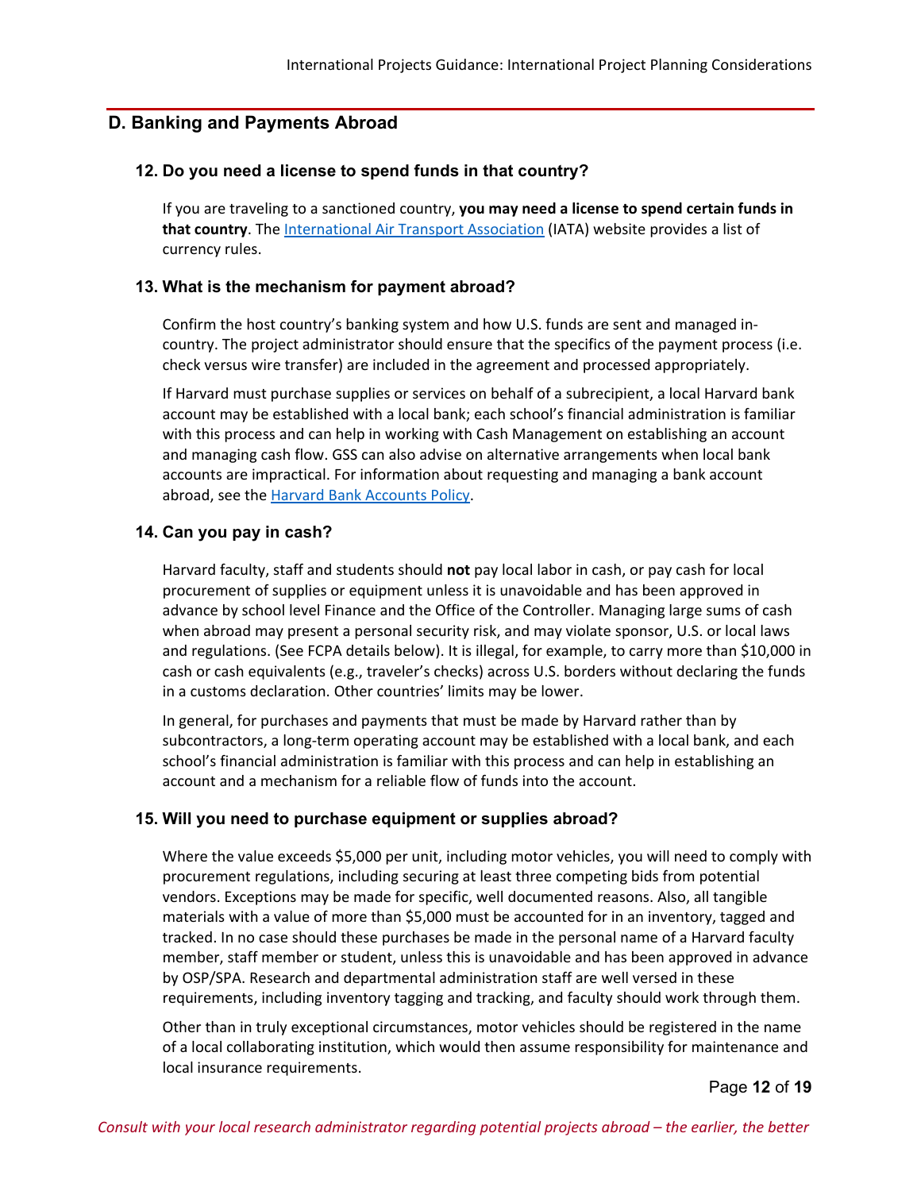## D. Banking and Payments Abroad

### 12. Do you need a license to spend funds in that country?

If you are traveling to a sanctioned country, **you may need a license to spend certain funds in that country**. The [International Air Transport Association](#) (IATA) website provides a list of currency rules.

### 13. What is the mechanism for payment abroad?

Confirm the host country's banking system and how U.S. funds are sent and managed in-country. The project administrator should ensure that the specifics of the payment process (i.e. check versus wire transfer) are included in the agreement and processed appropriately.

If Harvard must purchase supplies or services on behalf of a subrecipient, a local Harvard bank account may be established with a local bank; each school's financial administration is familiar with this process and can help in working with Cash Management on establishing an account and managing cash flow. GSS can also advise on alternative arrangements when local bank accounts are impractical. For information about requesting and managing a bank account abroad, see the [Harvard Bank Accounts Policy](#).

### 14. Can you pay in cash?

Harvard faculty, staff and students should **not** pay local labor in cash, or pay cash for local procurement of supplies or equipment unless it is unavoidable and has been approved in advance by school level Finance and the Office of the Controller. Managing large sums of cash when abroad may present a personal security risk, and may violate sponsor, U.S. or local laws and regulations. (See FCPA details below). It is illegal, for example, to carry more than $10,000 in cash or cash equivalents (e.g., traveler's checks) across U.S. borders without declaring the funds in a customs declaration. Other countries' limits may be lower.

In general, for purchases and payments that must be made by Harvard rather than by subcontractors, a long-term operating account may be established with a local bank, and each school's financial administration is familiar with this process and can help in establishing an account and a mechanism for a reliable flow of funds into the account.

### 15. Will you need to purchase equipment or supplies abroad?

Where the value exceeds $5,000 per unit, including motor vehicles, you will need to comply with procurement regulations, including securing at least three competing bids from potential vendors. Exceptions may be made for specific, well documented reasons. Also, all tangible materials with a value of more than $5,000 must be accounted for in an inventory, tagged and tracked. In no case should these purchases be made in the personal name of a Harvard faculty member, staff member or student, unless this is unavoidable and has been approved in advance by OSP/SPA. Research and departmental administration staff are well versed in these requirements, including inventory tagging and tracking, and faculty should work through them.

Other than in truly exceptional circumstances, motor vehicles should be registered in the name of a local collaborating institution, which would then assume responsibility for maintenance and local insurance requirements.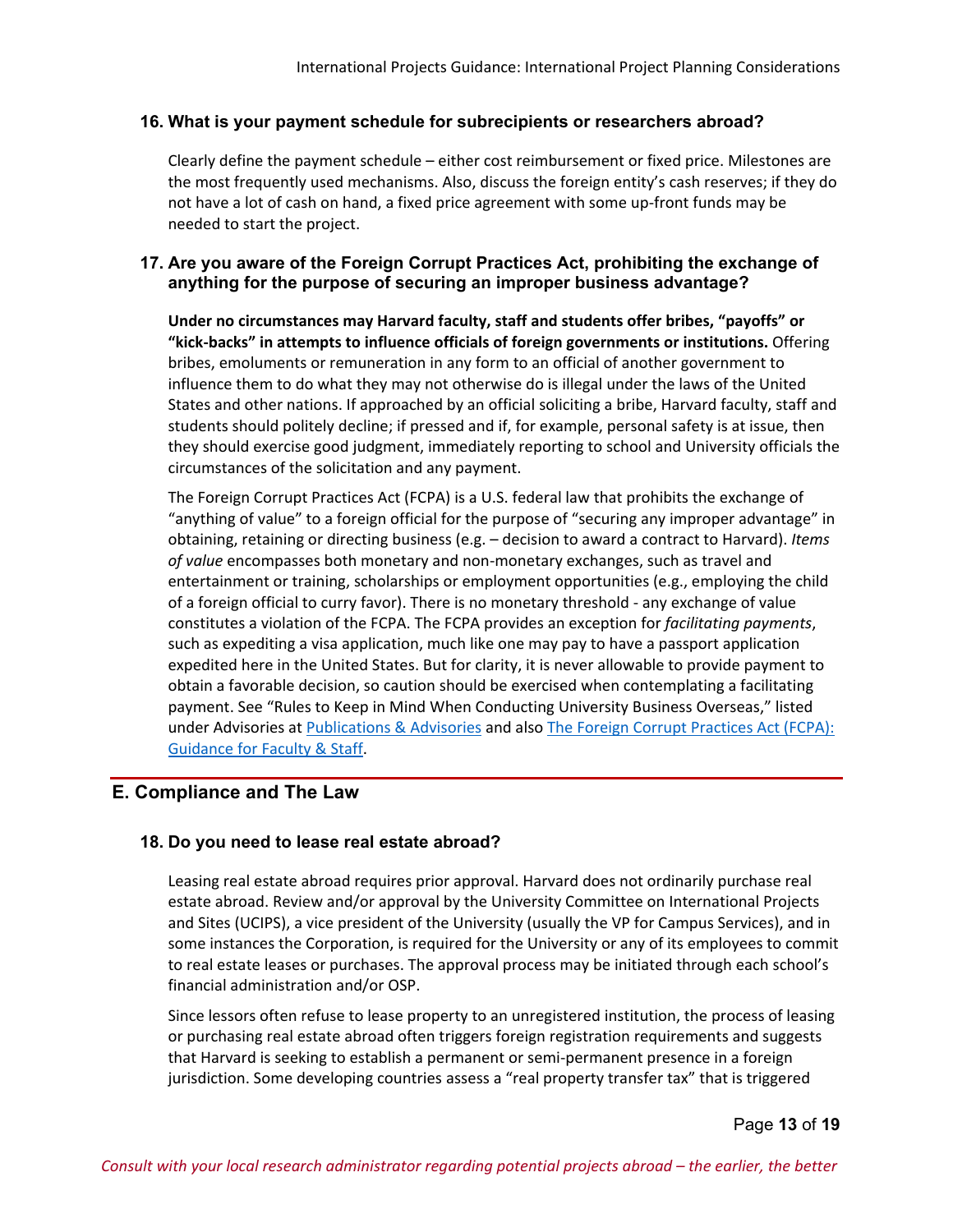### 16. What is your payment schedule for subrecipients or researchers abroad?

Clearly define the payment schedule – either cost reimbursement or fixed price. Milestones are the most frequently used mechanisms. Also, discuss the foreign entity's cash reserves; if they do not have a lot of cash on hand, a fixed price agreement with some up-front funds may be needed to start the project.

### 17. Are you aware of the Foreign Corrupt Practices Act, prohibiting the exchange of anything for the purpose of securing an improper business advantage?

**Under no circumstances may Harvard faculty, staff and students offer bribes, "payoffs" or "kick-backs" in attempts to influence officials of foreign governments or institutions.** Offering bribes, emoluments or remuneration in any form to an official of another government to influence them to do what they may not otherwise do is illegal under the laws of the United States and other nations. If approached by an official soliciting a bribe, Harvard faculty, staff and students should politely decline; if pressed and if, for example, personal safety is at issue, then they should exercise good judgment, immediately reporting to school and University officials the circumstances of the solicitation and any payment.

The Foreign Corrupt Practices Act (FCPA) is a U.S. federal law that prohibits the exchange of "anything of value" to a foreign official for the purpose of "securing any improper advantage" in obtaining, retaining or directing business (e.g. – decision to award a contract to Harvard). *Items of value* encompasses both monetary and non-monetary exchanges, such as travel and entertainment or training, scholarships or employment opportunities (e.g., employing the child of a foreign official to curry favor). There is no monetary threshold - any exchange of value constitutes a violation of the FCPA. The FCPA provides an exception for *facilitating payments*, such as expediting a visa application, much like one may pay to have a passport application expedited here in the United States. But for clarity, it is never allowable to provide payment to obtain a favorable decision, so caution should be exercised when contemplating a facilitating payment. See "Rules to Keep in Mind When Conducting University Business Overseas," listed under Advisories at Publications & Advisories and also The Foreign Corrupt Practices Act (FCPA): Guidance for Faculty & Staff.

## E. Compliance and The Law

### 18. Do you need to lease real estate abroad?

Leasing real estate abroad requires prior approval. Harvard does not ordinarily purchase real estate abroad. Review and/or approval by the University Committee on International Projects and Sites (UCIPS), a vice president of the University (usually the VP for Campus Services), and in some instances the Corporation, is required for the University or any of its employees to commit to real estate leases or purchases. The approval process may be initiated through each school's financial administration and/or OSP.

Since lessors often refuse to lease property to an unregistered institution, the process of leasing or purchasing real estate abroad often triggers foreign registration requirements and suggests that Harvard is seeking to establish a permanent or semi-permanent presence in a foreign jurisdiction. Some developing countries assess a "real property transfer tax" that is triggered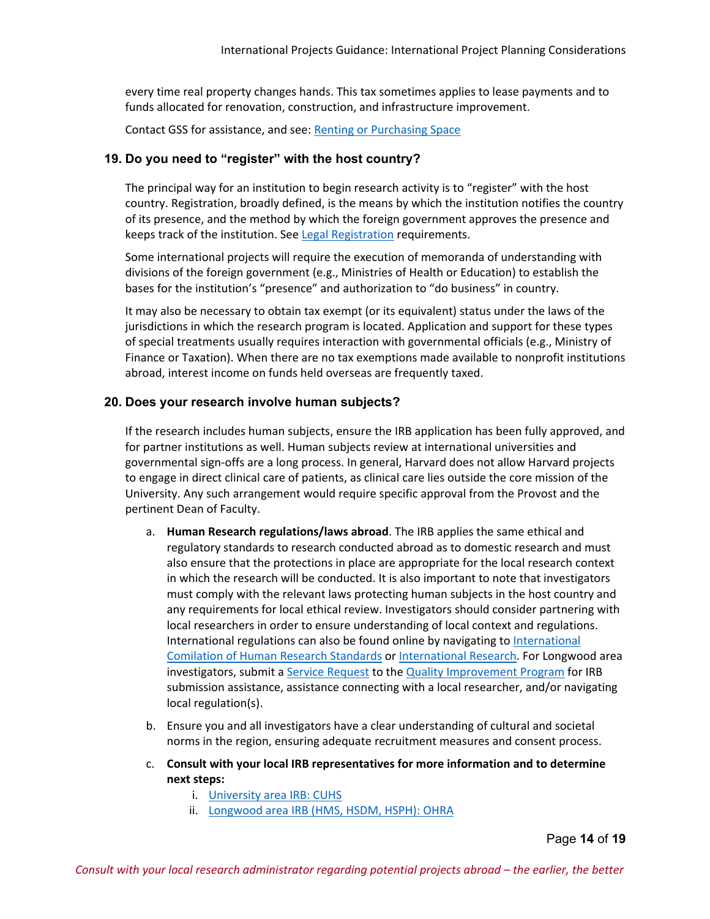every time real property changes hands. This tax sometimes applies to lease payments and to funds allocated for renovation, construction, and infrastructure improvement.

Contact GSS for assistance, and see: Renting or Purchasing Space

### 19. Do you need to "register" with the host country?

The principal way for an institution to begin research activity is to "register" with the host country. Registration, broadly defined, is the means by which the institution notifies the country of its presence, and the method by which the foreign government approves the presence and keeps track of the institution. See Legal Registration requirements.

Some international projects will require the execution of memoranda of understanding with divisions of the foreign government (e.g., Ministries of Health or Education) to establish the bases for the institution's "presence" and authorization to "do business" in country.

It may also be necessary to obtain tax exempt (or its equivalent) status under the laws of the jurisdictions in which the research program is located. Application and support for these types of special treatments usually requires interaction with governmental officials (e.g., Ministry of Finance or Taxation). When there are no tax exemptions made available to nonprofit institutions abroad, interest income on funds held overseas are frequently taxed.

### 20. Does your research involve human subjects?

If the research includes human subjects, ensure the IRB application has been fully approved, and for partner institutions as well. Human subjects review at international universities and governmental sign-offs are a long process. In general, Harvard does not allow Harvard projects to engage in direct clinical care of patients, as clinical care lies outside the core mission of the University. Any such arrangement would require specific approval from the Provost and the pertinent Dean of Faculty.

a. **Human Research regulations/laws abroad**. The IRB applies the same ethical and regulatory standards to research conducted abroad as to domestic research and must also ensure that the protections in place are appropriate for the local research context in which the research will be conducted. It is also important to note that investigators must comply with the relevant laws protecting human subjects in the host country and any requirements for local ethical review. Investigators should consider partnering with local researchers in order to ensure understanding of local context and regulations. International regulations can also be found online by navigating to International Comilation of Human Research Standards or International Research. For Longwood area investigators, submit a Service Request to the Quality Improvement Program for IRB submission assistance, assistance connecting with a local researcher, and/or navigating local regulation(s).

b. Ensure you and all investigators have a clear understanding of cultural and societal norms in the region, ensuring adequate recruitment measures and consent process.

c. **Consult with your local IRB representatives for more information and to determine next steps:**
   i. University area IRB: CUHS
   ii. Longwood area IRB (HMS, HSDM, HSPH): OHRA

*Consult with your local research administrator regarding potential projects abroad – the earlier, the better*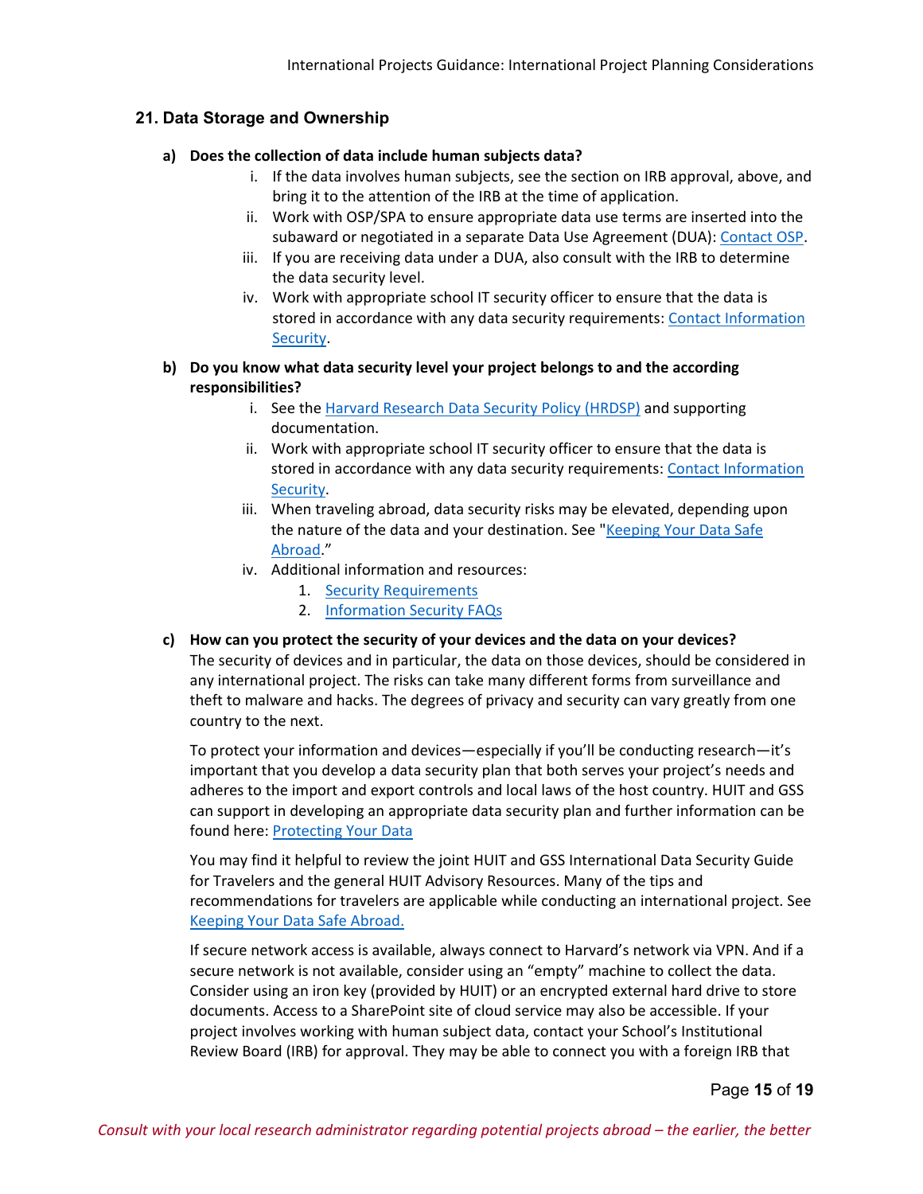## 21. Data Storage and Ownership

**a) Does the collection of data include human subjects data?**

i. If the data involves human subjects, see the section on IRB approval, above, and bring it to the attention of the IRB at the time of application.

ii. Work with OSP/SPA to ensure appropriate data use terms are inserted into the subaward or negotiated in a separate Data Use Agreement (DUA): Contact OSP.

iii. If you are receiving data under a DUA, also consult with the IRB to determine the data security level.

iv. Work with appropriate school IT security officer to ensure that the data is stored in accordance with any data security requirements: Contact Information Security.

**b) Do you know what data security level your project belongs to and the according responsibilities?**

i. See the Harvard Research Data Security Policy (HRDSP) and supporting documentation.

ii. Work with appropriate school IT security officer to ensure that the data is stored in accordance with any data security requirements: Contact Information Security.

iii. When traveling abroad, data security risks may be elevated, depending upon the nature of the data and your destination. See "Keeping Your Data Safe Abroad."

iv. Additional information and resources:

1. Security Requirements
2. Information Security FAQs

**c) How can you protect the security of your devices and the data on your devices?**

The security of devices and in particular, the data on those devices, should be considered in any international project. The risks can take many different forms from surveillance and theft to malware and hacks. The degrees of privacy and security can vary greatly from one country to the next.

To protect your information and devices—especially if you'll be conducting research—it's important that you develop a data security plan that both serves your project's needs and adheres to the import and export controls and local laws of the host country. HUIT and GSS can support in developing an appropriate data security plan and further information can be found here: Protecting Your Data

You may find it helpful to review the joint HUIT and GSS International Data Security Guide for Travelers and the general HUIT Advisory Resources. Many of the tips and recommendations for travelers are applicable while conducting an international project. See Keeping Your Data Safe Abroad.

If secure network access is available, always connect to Harvard's network via VPN. And if a secure network is not available, consider using an "empty" machine to collect the data. Consider using an iron key (provided by HUIT) or an encrypted external hard drive to store documents. Access to a SharePoint site of cloud service may also be accessible. If your project involves working with human subject data, contact your School's Institutional Review Board (IRB) for approval. They may be able to connect you with a foreign IRB that

*Consult with your local research administrator regarding potential projects abroad – the earlier, the better*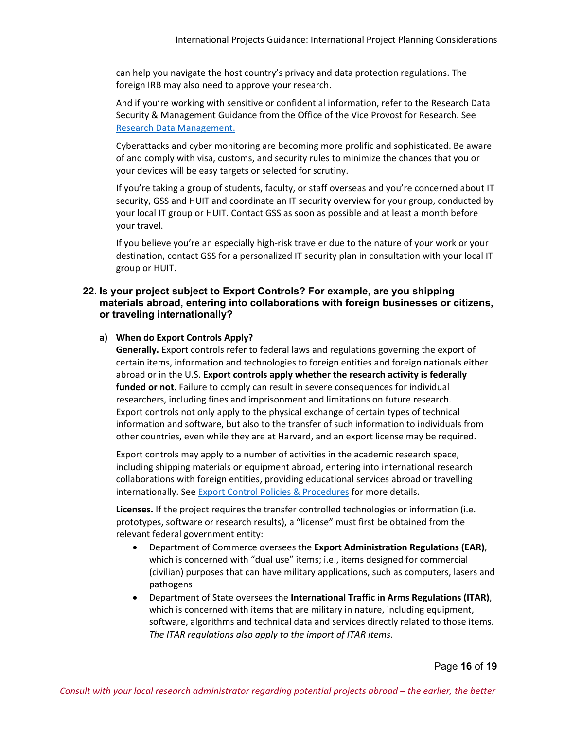can help you navigate the host country's privacy and data protection regulations. The foreign IRB may also need to approve your research.

And if you're working with sensitive or confidential information, refer to the Research Data Security & Management Guidance from the Office of the Vice Provost for Research. See [Research Data Management.](#)

Cyberattacks and cyber monitoring are becoming more prolific and sophisticated. Be aware of and comply with visa, customs, and security rules to minimize the chances that you or your devices will be easy targets or selected for scrutiny.

If you're taking a group of students, faculty, or staff overseas and you're concerned about IT security, GSS and HUIT and coordinate an IT security overview for your group, conducted by your local IT group or HUIT. Contact GSS as soon as possible and at least a month before your travel.

If you believe you're an especially high-risk traveler due to the nature of your work or your destination, contact GSS for a personalized IT security plan in consultation with your local IT group or HUIT.

### 22. Is your project subject to Export Controls? For example, are you shipping materials abroad, entering into collaborations with foreign businesses or citizens, or traveling internationally?

#### a) When do Export Controls Apply?

**Generally.** Export controls refer to federal laws and regulations governing the export of certain items, information and technologies to foreign entities and foreign nationals either abroad or in the U.S. **Export controls apply whether the research activity is federally funded or not.** Failure to comply can result in severe consequences for individual researchers, including fines and imprisonment and limitations on future research. Export controls not only apply to the physical exchange of certain types of technical information and software, but also to the transfer of such information to individuals from other countries, even while they are at Harvard, and an export license may be required.

Export controls may apply to a number of activities in the academic research space, including shipping materials or equipment abroad, entering into international research collaborations with foreign entities, providing educational services abroad or travelling internationally. See [Export Control Policies & Procedures](#) for more details.

**Licenses.** If the project requires the transfer controlled technologies or information (i.e. prototypes, software or research results), a "license" must first be obtained from the relevant federal government entity:

- Department of Commerce oversees the **Export Administration Regulations (EAR)**, which is concerned with "dual use" items; i.e., items designed for commercial (civilian) purposes that can have military applications, such as computers, lasers and pathogens
- Department of State oversees the **International Traffic in Arms Regulations (ITAR)**, which is concerned with items that are military in nature, including equipment, software, algorithms and technical data and services directly related to those items. *The ITAR regulations also apply to the import of ITAR items.*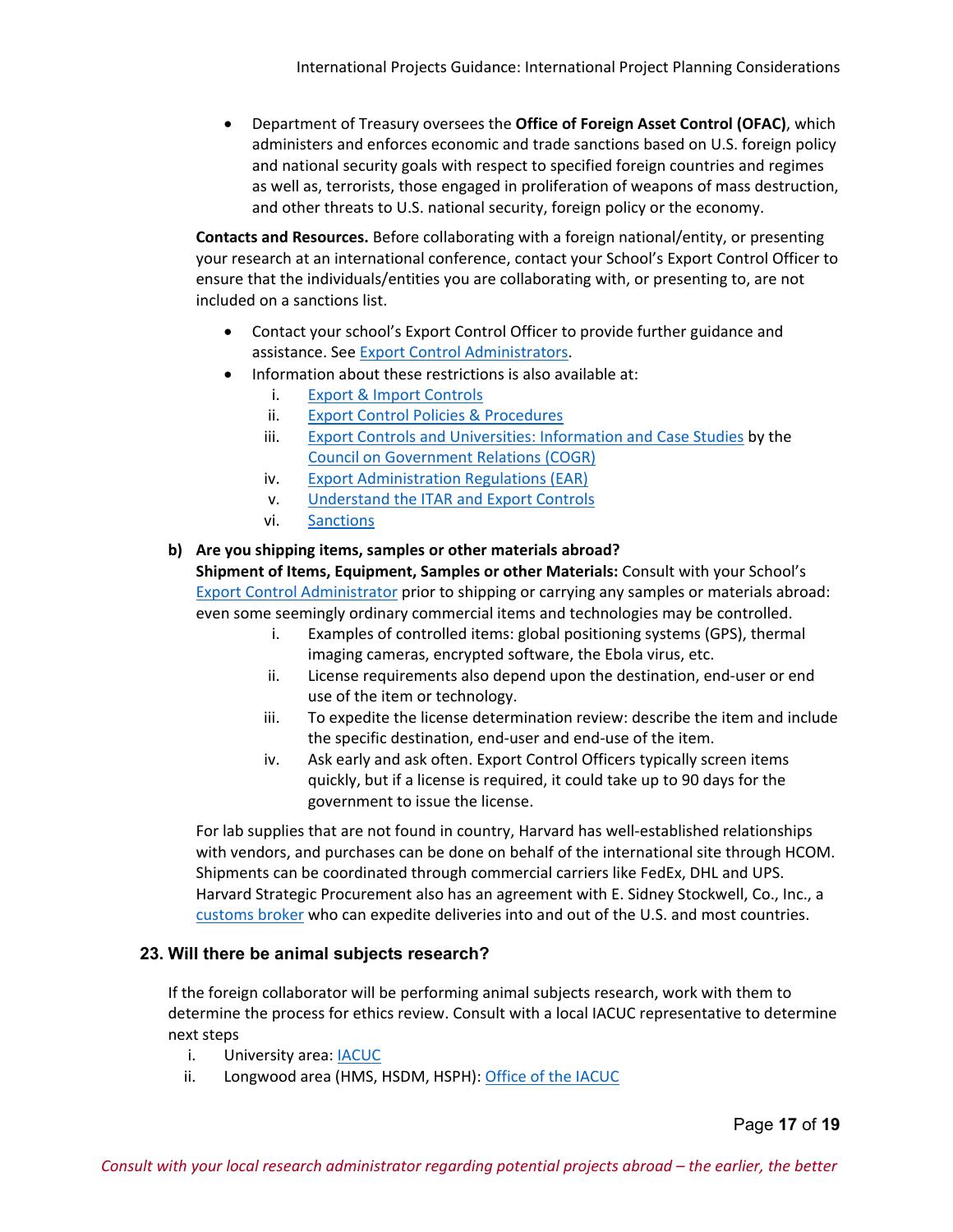- Department of Treasury oversees the **Office of Foreign Asset Control (OFAC)**, which administers and enforces economic and trade sanctions based on U.S. foreign policy and national security goals with respect to specified foreign countries and regimes as well as, terrorists, those engaged in proliferation of weapons of mass destruction, and other threats to U.S. national security, foreign policy or the economy.

**Contacts and Resources.** Before collaborating with a foreign national/entity, or presenting your research at an international conference, contact your School's Export Control Officer to ensure that the individuals/entities you are collaborating with, or presenting to, are not included on a sanctions list.

- Contact your school's Export Control Officer to provide further guidance and assistance. See Export Control Administrators.
- Information about these restrictions is also available at:
  - i. Export & Import Controls
  - ii. Export Control Policies & Procedures
  - iii. Export Controls and Universities: Information and Case Studies by the Council on Government Relations (COGR)
  - iv. Export Administration Regulations (EAR)
  - v. Understand the ITAR and Export Controls
  - vi. Sanctions

**b) Are you shipping items, samples or other materials abroad?**

**Shipment of Items, Equipment, Samples or other Materials:** Consult with your School's Export Control Administrator prior to shipping or carrying any samples or materials abroad: even some seemingly ordinary commercial items and technologies may be controlled.

- i. Examples of controlled items: global positioning systems (GPS), thermal imaging cameras, encrypted software, the Ebola virus, etc.
- ii. License requirements also depend upon the destination, end-user or end use of the item or technology.
- iii. To expedite the license determination review: describe the item and include the specific destination, end-user and end-use of the item.
- iv. Ask early and ask often. Export Control Officers typically screen items quickly, but if a license is required, it could take up to 90 days for the government to issue the license.

For lab supplies that are not found in country, Harvard has well-established relationships with vendors, and purchases can be done on behalf of the international site through HCOM. Shipments can be coordinated through commercial carriers like FedEx, DHL and UPS. Harvard Strategic Procurement also has an agreement with E. Sidney Stockwell, Co., Inc., a customs broker who can expedite deliveries into and out of the U.S. and most countries.

## 23. Will there be animal subjects research?

If the foreign collaborator will be performing animal subjects research, work with them to determine the process for ethics review. Consult with a local IACUC representative to determine next steps

- i. University area: IACUC
- ii. Longwood area (HMS, HSDM, HSPH): Office of the IACUC

*Consult with your local research administrator regarding potential projects abroad – the earlier, the better*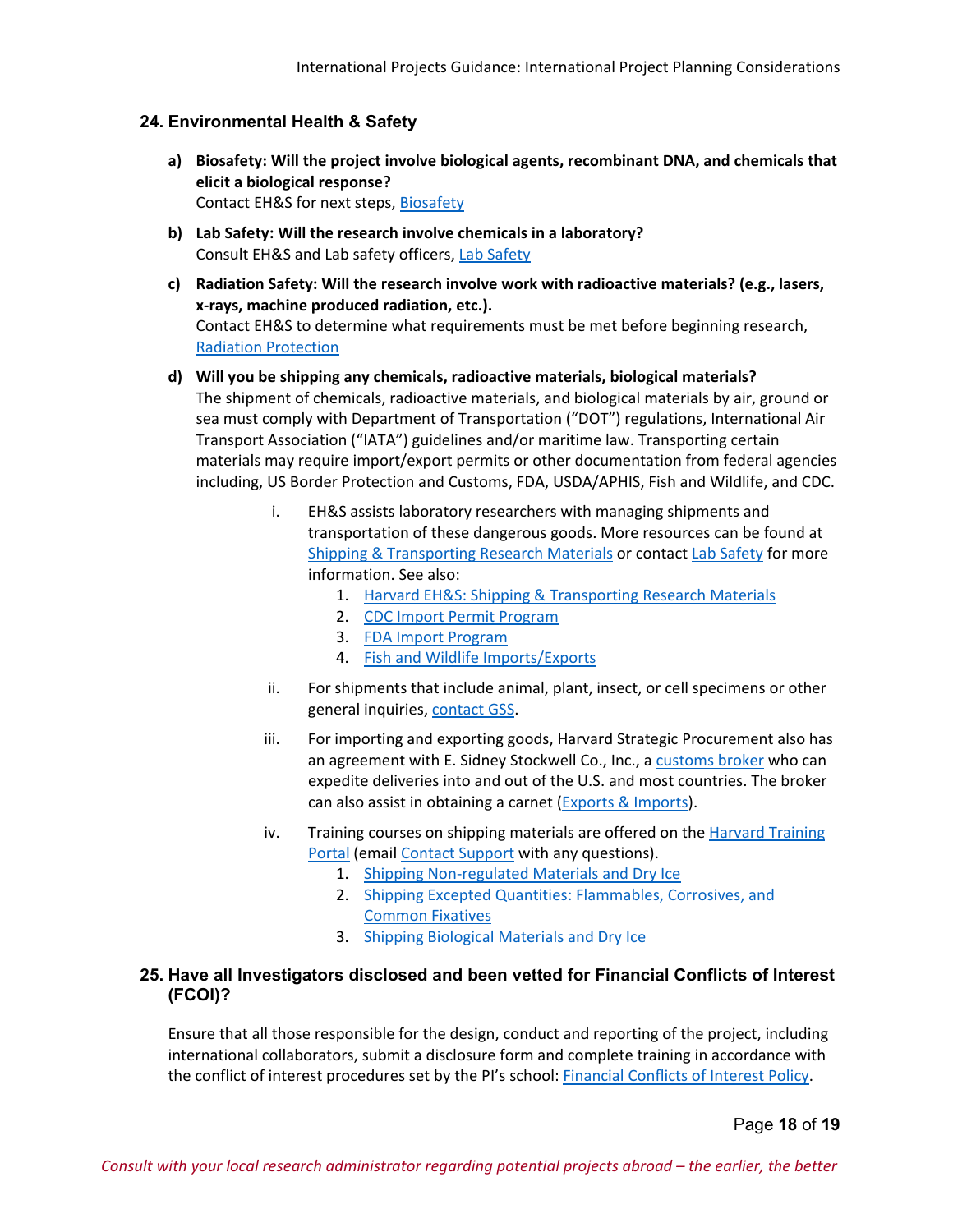## 24. Environmental Health & Safety

a) **Biosafety: Will the project involve biological agents, recombinant DNA, and chemicals that elicit a biological response?**
   Contact EH&S for next steps, Biosafety

b) **Lab Safety: Will the research involve chemicals in a laboratory?**
   Consult EH&S and Lab safety officers, Lab Safety

c) **Radiation Safety: Will the research involve work with radioactive materials? (e.g., lasers, x-rays, machine produced radiation, etc.).**
   Contact EH&S to determine what requirements must be met before beginning research, Radiation Protection

d) **Will you be shipping any chemicals, radioactive materials, biological materials?**
   The shipment of chemicals, radioactive materials, and biological materials by air, ground or sea must comply with Department of Transportation ("DOT") regulations, International Air Transport Association ("IATA") guidelines and/or maritime law. Transporting certain materials may require import/export permits or other documentation from federal agencies including, US Border Protection and Customs, FDA, USDA/APHIS, Fish and Wildlife, and CDC.

   i. EH&S assists laboratory researchers with managing shipments and transportation of these dangerous goods. More resources can be found at Shipping & Transporting Research Materials or contact Lab Safety for more information. See also:
      1. Harvard EH&S: Shipping & Transporting Research Materials
      2. CDC Import Permit Program
      3. FDA Import Program
      4. Fish and Wildlife Imports/Exports

   ii. For shipments that include animal, plant, insect, or cell specimens or other general inquiries, contact GSS.

   iii. For importing and exporting goods, Harvard Strategic Procurement also has an agreement with E. Sidney Stockwell Co., Inc., a customs broker who can expedite deliveries into and out of the U.S. and most countries. The broker can also assist in obtaining a carnet (Exports & Imports).

   iv. Training courses on shipping materials are offered on the Harvard Training Portal (email Contact Support with any questions).
      1. Shipping Non-regulated Materials and Dry Ice
      2. Shipping Excepted Quantities: Flammables, Corrosives, and Common Fixatives
      3. Shipping Biological Materials and Dry Ice

## 25. Have all Investigators disclosed and been vetted for Financial Conflicts of Interest (FCOI)?

Ensure that all those responsible for the design, conduct and reporting of the project, including international collaborators, submit a disclosure form and complete training in accordance with the conflict of interest procedures set by the PI's school: Financial Conflicts of Interest Policy.

*Consult with your local research administrator regarding potential projects abroad – the earlier, the better*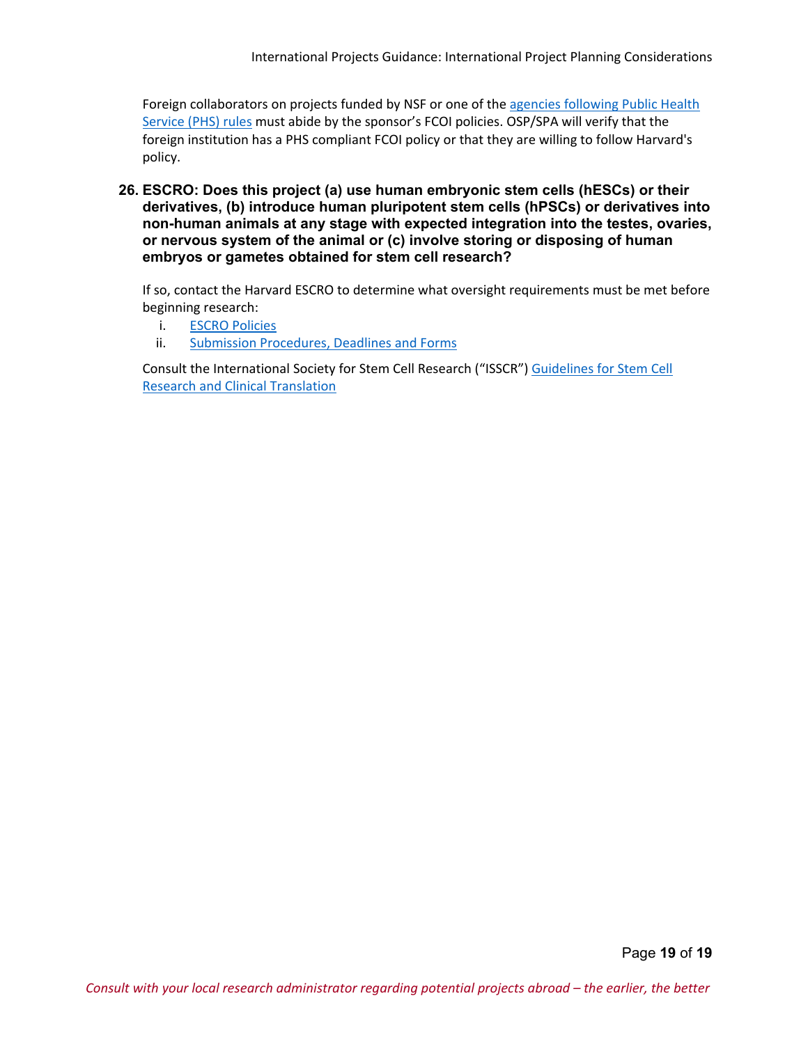Foreign collaborators on projects funded by NSF or one of the agencies following Public Health Service (PHS) rules must abide by the sponsor's FCOI policies. OSP/SPA will verify that the foreign institution has a PHS compliant FCOI policy or that they are willing to follow Harvard's policy.

**26. ESCRO: Does this project (a) use human embryonic stem cells (hESCs) or their derivatives, (b) introduce human pluripotent stem cells (hPSCs) or derivatives into non-human animals at any stage with expected integration into the testes, ovaries, or nervous system of the animal or (c) involve storing or disposing of human embryos or gametes obtained for stem cell research?**

If so, contact the Harvard ESCRO to determine what oversight requirements must be met before beginning research:

i. ESCRO Policies
ii. Submission Procedures, Deadlines and Forms

Consult the International Society for Stem Cell Research ("ISSCR") Guidelines for Stem Cell Research and Clinical Translation